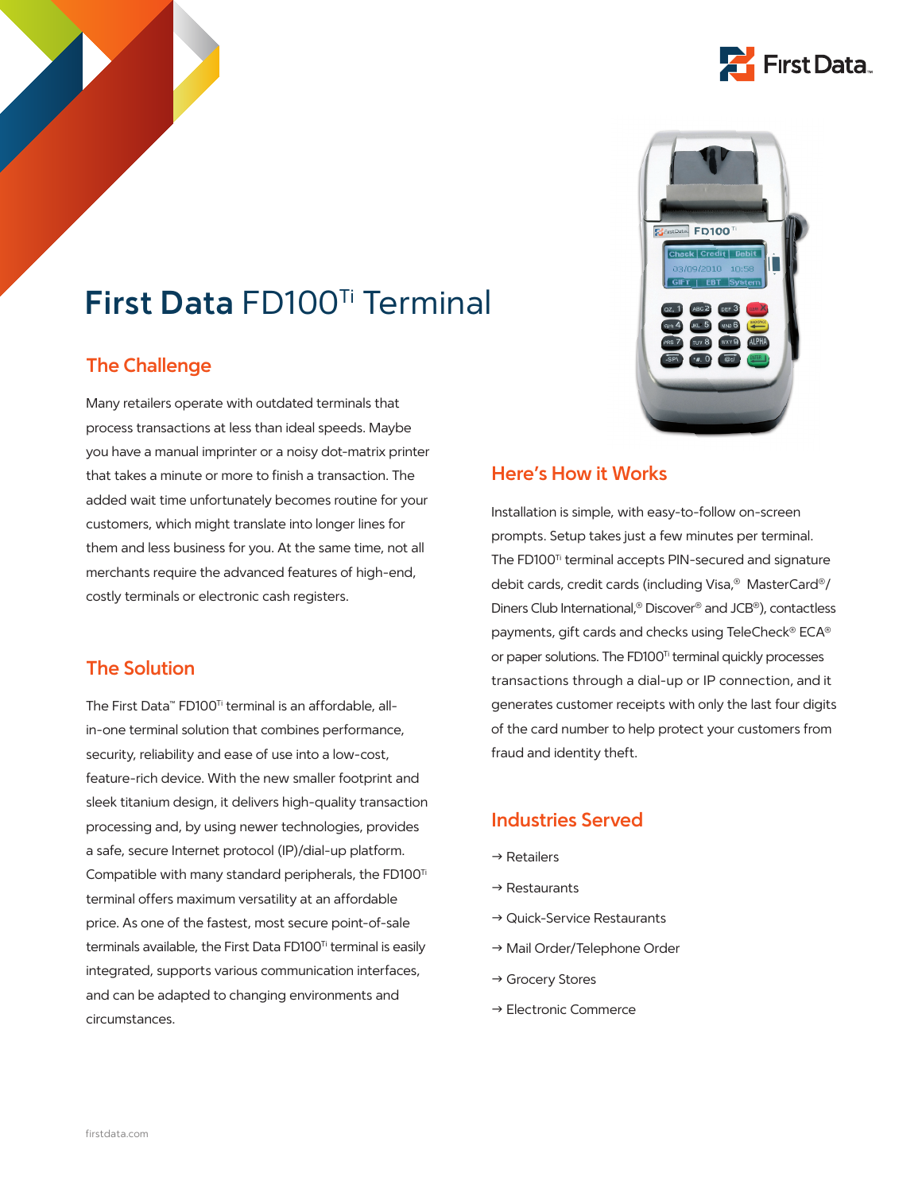# First Data FD100Ti Terminal

## The Challenge

Many retailers operate with outdated terminals that process transactions at less than ideal speeds. Maybe you have a manual imprinter or a noisy dot-matrix printer that takes a minute or more to finish a transaction. The added wait time unfortunately becomes routine for your customers, which might translate into longer lines for them and less business for you. At the same time, not all merchants require the advanced features of high-end, costly terminals or electronic cash registers.

## The Solution

The First Data™ FD100Ti terminal is an affordable, all-in-one terminal solution that combines performance, security, reliability and ease of use into a low-cost, feature-rich device. With the new smaller footprint and sleek titanium design, it delivers high-quality transaction processing and, by using newer technologies, provides a safe, secure Internet protocol (IP)/dial-up platform. Compatible with many standard peripherals, the FD100Ti terminal offers maximum versatility at an affordable price. As one of the fastest, most secure point-of-sale terminals available, the First Data FD100Ti terminal is easily integrated, supports various communication interfaces, and can be adapted to changing environments and circumstances.

## Here's How it Works

Installation is simple, with easy-to-follow on-screen prompts. Setup takes just a few minutes per terminal. The FD100Ti terminal accepts PIN-secured and signature debit cards, credit cards (including Visa,® MasterCard®/ Diners Club International,® Discover® and JCB®), contactless payments, gift cards and checks using TeleCheck® ECA® or paper solutions. The FD100Ti terminal quickly processes transactions through a dial-up or IP connection, and it generates customer receipts with only the last four digits of the card number to help protect your customers from fraud and identity theft.

## Industries Served

→ Retailers

→ Restaurants

→ Quick-Service Restaurants

→ Mail Order/Telephone Order

→ Grocery Stores

→ Electronic Commerce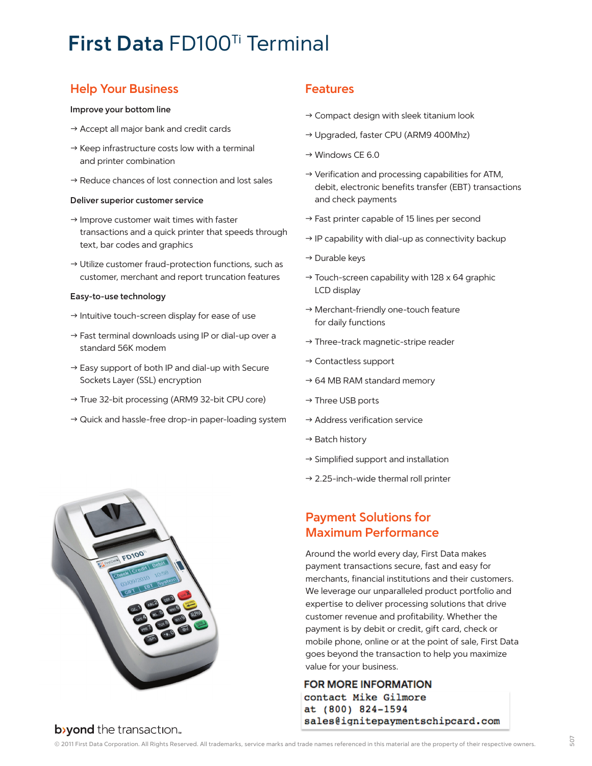# First Data FD100Ti Terminal

## Help Your Business

**Improve your bottom line**

→ Accept all major bank and credit cards

→ Keep infrastructure costs low with a terminal and printer combination

→ Reduce chances of lost connection and lost sales

**Deliver superior customer service**

→ Improve customer wait times with faster transactions and a quick printer that speeds through text, bar codes and graphics

→ Utilize customer fraud-protection functions, such as customer, merchant and report truncation features

**Easy-to-use technology**

→ Intuitive touch-screen display for ease of use

→ Fast terminal downloads using IP or dial-up over a standard 56K modem

→ Easy support of both IP and dial-up with Secure Sockets Layer (SSL) encryption

→ True 32-bit processing (ARM9 32-bit CPU core)

→ Quick and hassle-free drop-in paper-loading system

## Features

→ Compact design with sleek titanium look

→ Upgraded, faster CPU (ARM9 400Mhz)

→ Windows CE 6.0

→ Verification and processing capabilities for ATM, debit, electronic benefits transfer (EBT) transactions and check payments

→ Fast printer capable of 15 lines per second

→ IP capability with dial-up as connectivity backup

→ Durable keys

→ Touch-screen capability with 128 x 64 graphic LCD display

→ Merchant-friendly one-touch feature for daily functions

→ Three-track magnetic-stripe reader

→ Contactless support

→ 64 MB RAM standard memory

→ Three USB ports

→ Address verification service

→ Batch history

→ Simplified support and installation

→ 2.25-inch-wide thermal roll printer

## Payment Solutions for Maximum Performance

Around the world every day, First Data makes payment transactions secure, fast and easy for merchants, financial institutions and their customers. We leverage our unparalleled product portfolio and expertise to deliver processing solutions that drive customer revenue and profitability. Whether the payment is by debit or credit, gift card, check or mobile phone, online or at the point of sale, First Data goes beyond the transaction to help you maximize value for your business.

**FOR MORE INFORMATION**

contact Mike Gilmore
at (800) 824-1594
sales@ignitepaymentschipcard.com

beyond the transaction™

© 2011 First Data Corporation. All Rights Reserved. All trademarks, service marks and trade names referenced in this material are the property of their respective owners.